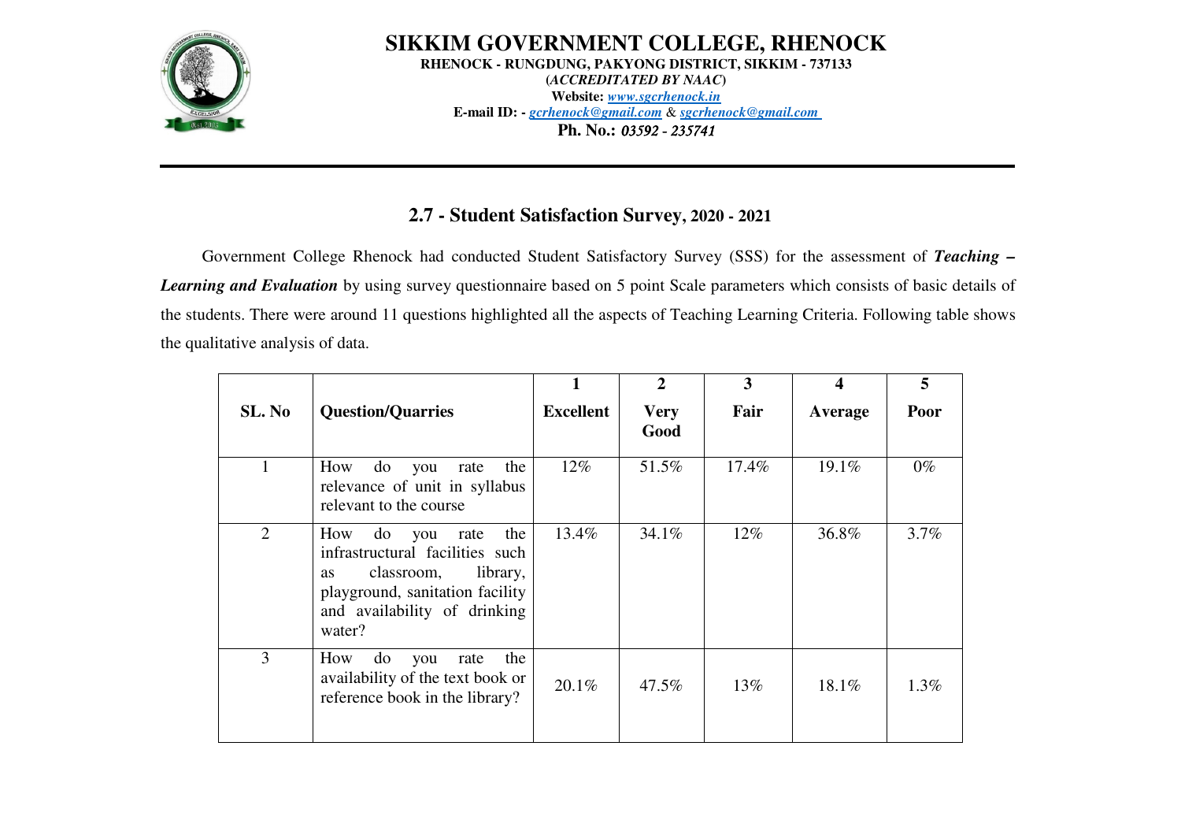# SIKKIM GOVERNMENT COLLEGE, RHENOCK

**RHENOCK - RUNGDUNG, PAKYONG DISTRICT, SIKKIM - 737133**

**(*ACCREDITATED BY NAAC*)**

**Website:** *www.sgcrhenock.in*

**E-mail ID: -** *gcrhenock@gmail.com* **&** *sgcrhenock@gmail.com*

**Ph. No.:** *03592 - 235741*

---

## 2.7 - Student Satisfaction Survey, 2020 - 2021

Government College Rhenock had conducted Student Satisfactory Survey (SSS) for the assessment of ***Teaching – Learning and Evaluation*** by using survey questionnaire based on 5 point Scale parameters which consists of basic details of the students. There were around 11 questions highlighted all the aspects of Teaching Learning Criteria. Following table shows the qualitative analysis of data.

| SL. No | Question/Quarries | 1 Excellent | 2 Very Good | 3 Fair | 4 Average | 5 Poor |
|---|---|---|---|---|---|---|
| 1 | How do you rate the relevance of unit in syllabus relevant to the course | 12% | 51.5% | 17.4% | 19.1% | 0% |
| 2 | How do you rate the infrastructural facilities such as classroom, library, playground, sanitation facility and availability of drinking water? | 13.4% | 34.1% | 12% | 36.8% | 3.7% |
| 3 | How do you rate the availability of the text book or reference book in the library? | 20.1% | 47.5% | 13% | 18.1% | 1.3% |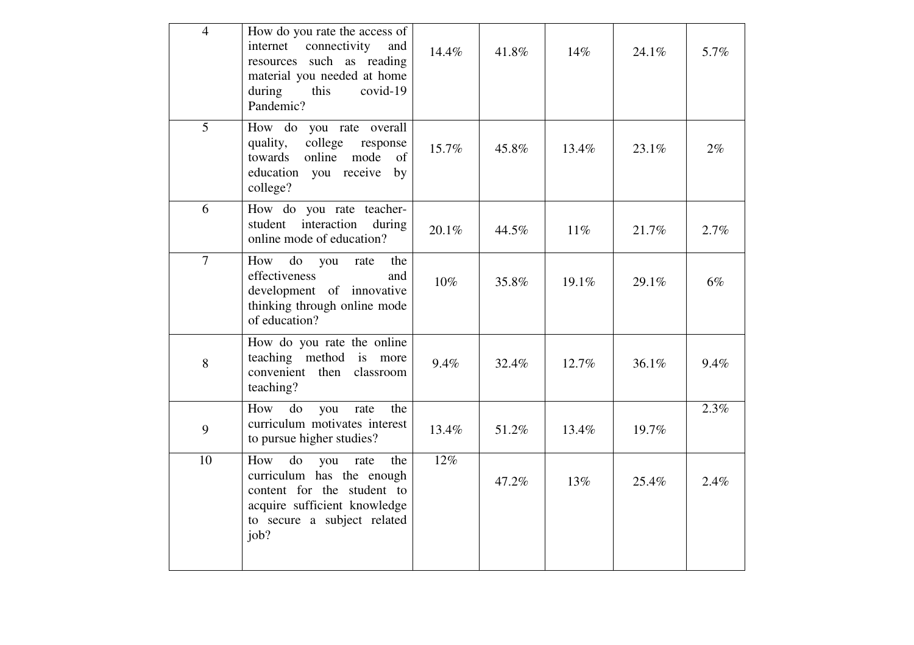| 4 | How do you rate the access of internet connectivity and resources such as reading material you needed at home during this covid-19 Pandemic? | 14.4% | 41.8% | 14% | 24.1% | 5.7% |
|---|---|---|---|---|---|---|
| 5 | How do you rate overall quality, college response towards online mode of education you receive by college? | 15.7% | 45.8% | 13.4% | 23.1% | 2% |
| 6 | How do you rate teacher-student interaction during online mode of education? | 20.1% | 44.5% | 11% | 21.7% | 2.7% |
| 7 | How do you rate the effectiveness and development of innovative thinking through online mode of education? | 10% | 35.8% | 19.1% | 29.1% | 6% |
| 8 | How do you rate the online teaching method is more convenient then classroom teaching? | 9.4% | 32.4% | 12.7% | 36.1% | 9.4% |
| 9 | How do you rate the curriculum motivates interest to pursue higher studies? | 13.4% | 51.2% | 13.4% | 19.7% | 2.3% |
| 10 | How do you rate the curriculum has the enough content for the student to acquire sufficient knowledge to secure a subject related job? | 12% | 47.2% | 13% | 25.4% | 2.4% |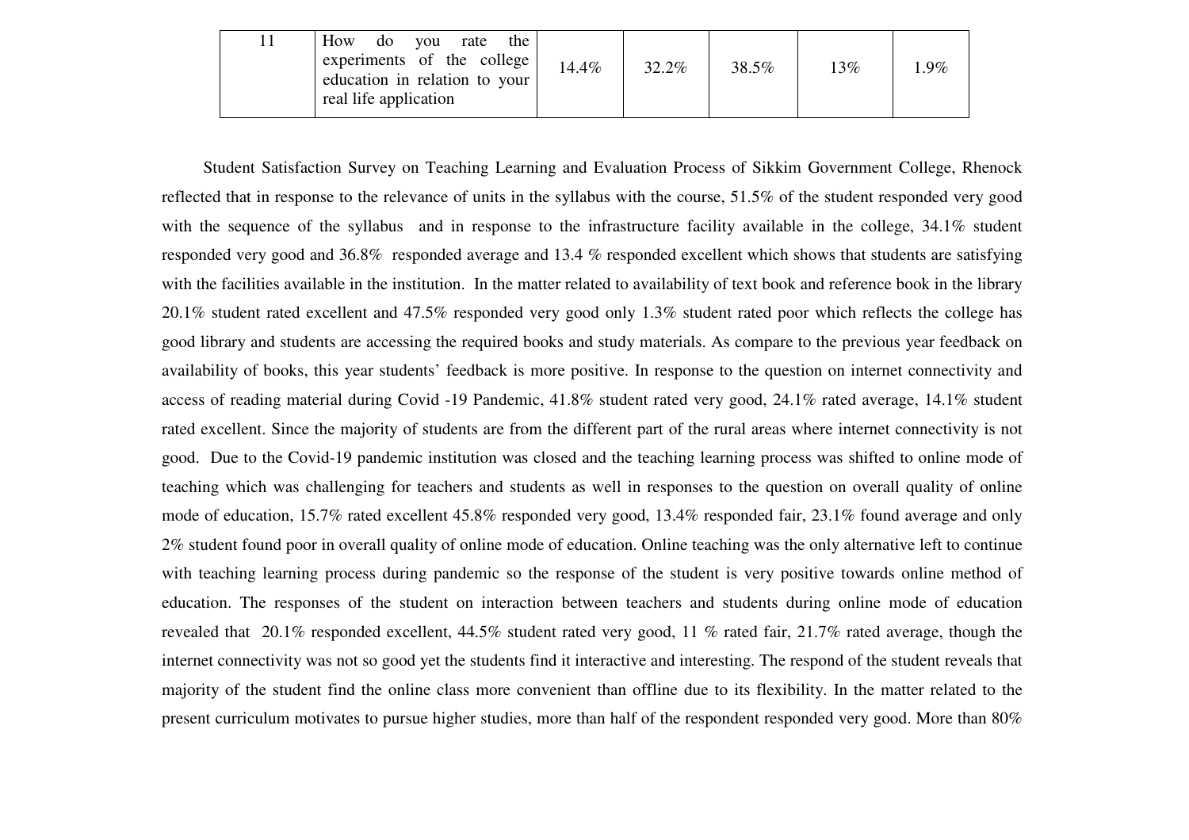| 11 | How do you rate the experiments of the college education in relation to your real life application | 14.4% | 32.2% | 38.5% | 13% | 1.9% |
|---|---|---|---|---|---|---|

Student Satisfaction Survey on Teaching Learning and Evaluation Process of Sikkim Government College, Rhenock reflected that in response to the relevance of units in the syllabus with the course, 51.5% of the student responded very good with the sequence of the syllabus and in response to the infrastructure facility available in the college, 34.1% student responded very good and 36.8% responded average and 13.4 % responded excellent which shows that students are satisfying with the facilities available in the institution. In the matter related to availability of text book and reference book in the library 20.1% student rated excellent and 47.5% responded very good only 1.3% student rated poor which reflects the college has good library and students are accessing the required books and study materials. As compare to the previous year feedback on availability of books, this year students' feedback is more positive. In response to the question on internet connectivity and access of reading material during Covid -19 Pandemic, 41.8% student rated very good, 24.1% rated average, 14.1% student rated excellent. Since the majority of students are from the different part of the rural areas where internet connectivity is not good. Due to the Covid-19 pandemic institution was closed and the teaching learning process was shifted to online mode of teaching which was challenging for teachers and students as well in responses to the question on overall quality of online mode of education, 15.7% rated excellent 45.8% responded very good, 13.4% responded fair, 23.1% found average and only 2% student found poor in overall quality of online mode of education. Online teaching was the only alternative left to continue with teaching learning process during pandemic so the response of the student is very positive towards online method of education. The responses of the student on interaction between teachers and students during online mode of education revealed that 20.1% responded excellent, 44.5% student rated very good, 11 % rated fair, 21.7% rated average, though the internet connectivity was not so good yet the students find it interactive and interesting. The respond of the student reveals that majority of the student find the online class more convenient than offline due to its flexibility. In the matter related to the present curriculum motivates to pursue higher studies, more than half of the respondent responded very good. More than 80%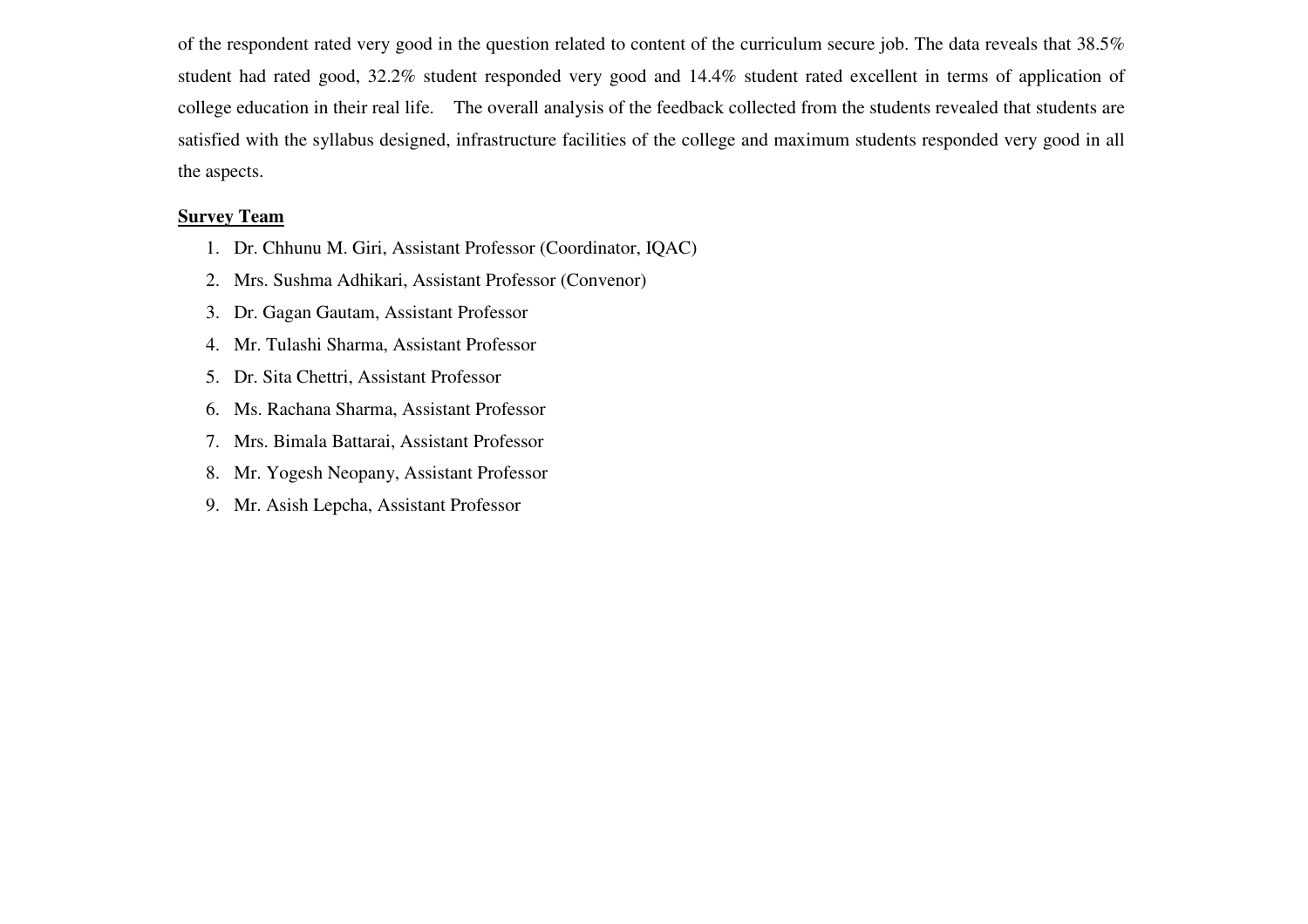of the respondent rated very good in the question related to content of the curriculum secure job. The data reveals that 38.5% student had rated good, 32.2% student responded very good and 14.4% student rated excellent in terms of application of college education in their real life. The overall analysis of the feedback collected from the students revealed that students are satisfied with the syllabus designed, infrastructure facilities of the college and maximum students responded very good in all the aspects.

**Survey Team**

1. Dr. Chhunu M. Giri, Assistant Professor (Coordinator, IQAC)
2. Mrs. Sushma Adhikari, Assistant Professor (Convenor)
3. Dr. Gagan Gautam, Assistant Professor
4. Mr. Tulashi Sharma, Assistant Professor
5. Dr. Sita Chettri, Assistant Professor
6. Ms. Rachana Sharma, Assistant Professor
7. Mrs. Bimala Battarai, Assistant Professor
8. Mr. Yogesh Neopany, Assistant Professor
9. Mr. Asish Lepcha, Assistant Professor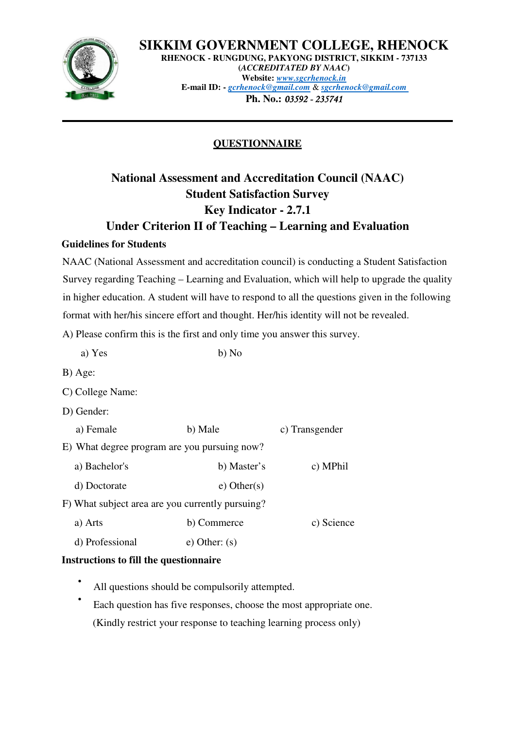# SIKKIM GOVERNMENT COLLEGE, RHENOCK

**RHENOCK - RUNGDUNG, PAKYONG DISTRICT, SIKKIM - 737133**
**(*ACCREDITATED BY NAAC*)**
**Website:** *www.sgcrhenock.in*
**E-mail ID: -** *gcrhenock@gmail.com* & *sgcrhenock@gmail.com*
**Ph. No.:** *03592 - 235741*

---

## QUESTIONNAIRE

## National Assessment and Accreditation Council (NAAC)
## Student Satisfaction Survey
## Key Indicator - 2.7.1
## Under Criterion II of Teaching – Learning and Evaluation

**Guidelines for Students**

NAAC (National Assessment and accreditation council) is conducting a Student Satisfaction Survey regarding Teaching – Learning and Evaluation, which will help to upgrade the quality in higher education. A student will have to respond to all the questions given in the following format with her/his sincere effort and thought. Her/his identity will not be revealed.

A) Please confirm this is the first and only time you answer this survey.

a) Yes b) No

B) Age:

C) College Name:

D) Gender:

a) Female b) Male c) Transgender

E) What degree program are you pursuing now?

a) Bachelor's b) Master's c) MPhil

d) Doctorate e) Other(s)

F) What subject area are you currently pursuing?

a) Arts b) Commerce c) Science

d) Professional e) Other: (s)

**Instructions to fill the questionnaire**

- All questions should be compulsorily attempted.
- Each question has five responses, choose the most appropriate one.
  (Kindly restrict your response to teaching learning process only)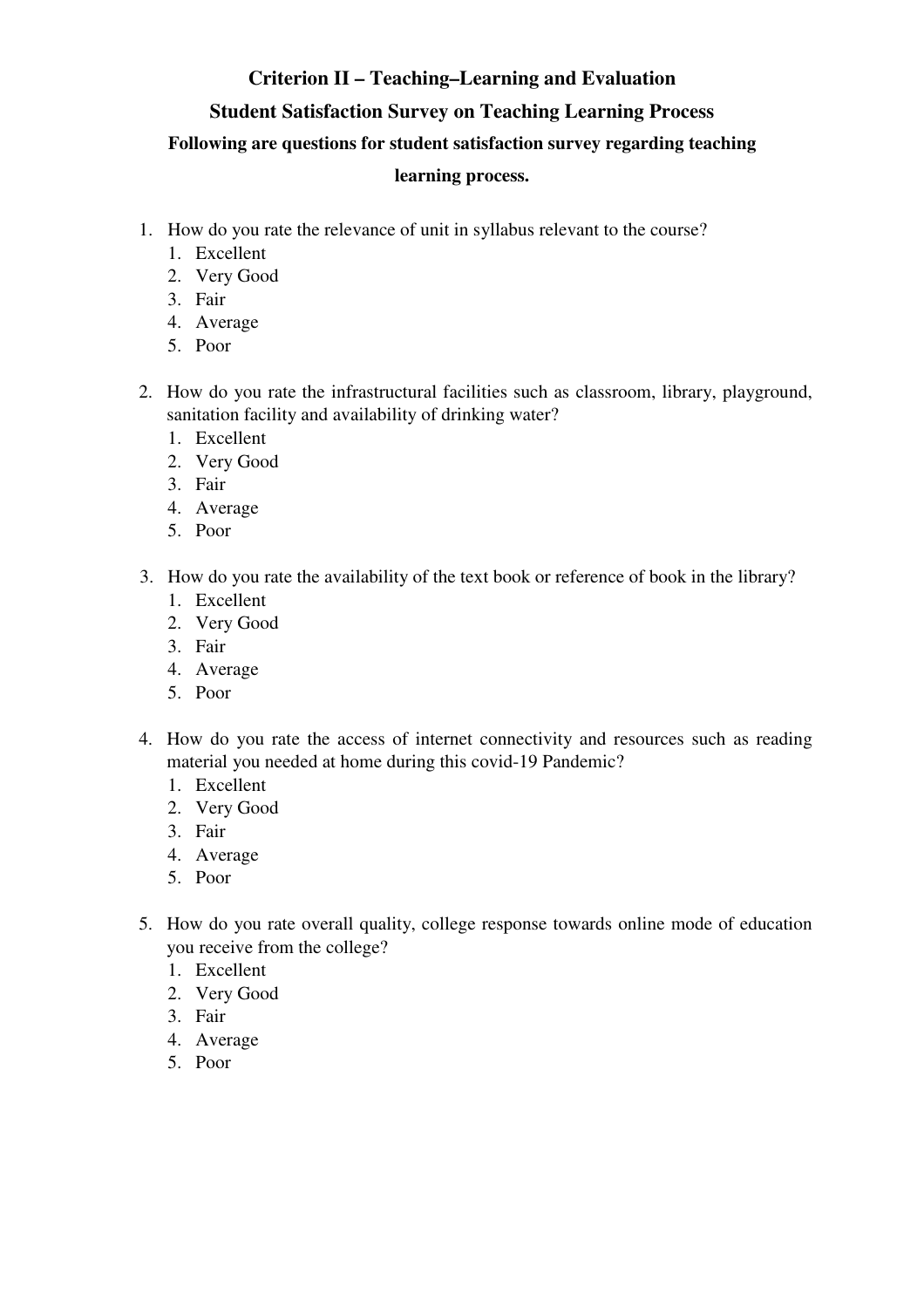## Criterion II – Teaching–Learning and Evaluation

## Student Satisfaction Survey on Teaching Learning Process

**Following are questions for student satisfaction survey regarding teaching learning process.**

1. How do you rate the relevance of unit in syllabus relevant to the course?
    1. Excellent
    2. Very Good
    3. Fair
    4. Average
    5. Poor

2. How do you rate the infrastructural facilities such as classroom, library, playground, sanitation facility and availability of drinking water?
    1. Excellent
    2. Very Good
    3. Fair
    4. Average
    5. Poor

3. How do you rate the availability of the text book or reference of book in the library?
    1. Excellent
    2. Very Good
    3. Fair
    4. Average
    5. Poor

4. How do you rate the access of internet connectivity and resources such as reading material you needed at home during this covid-19 Pandemic?
    1. Excellent
    2. Very Good
    3. Fair
    4. Average
    5. Poor

5. How do you rate overall quality, college response towards online mode of education you receive from the college?
    1. Excellent
    2. Very Good
    3. Fair
    4. Average
    5. Poor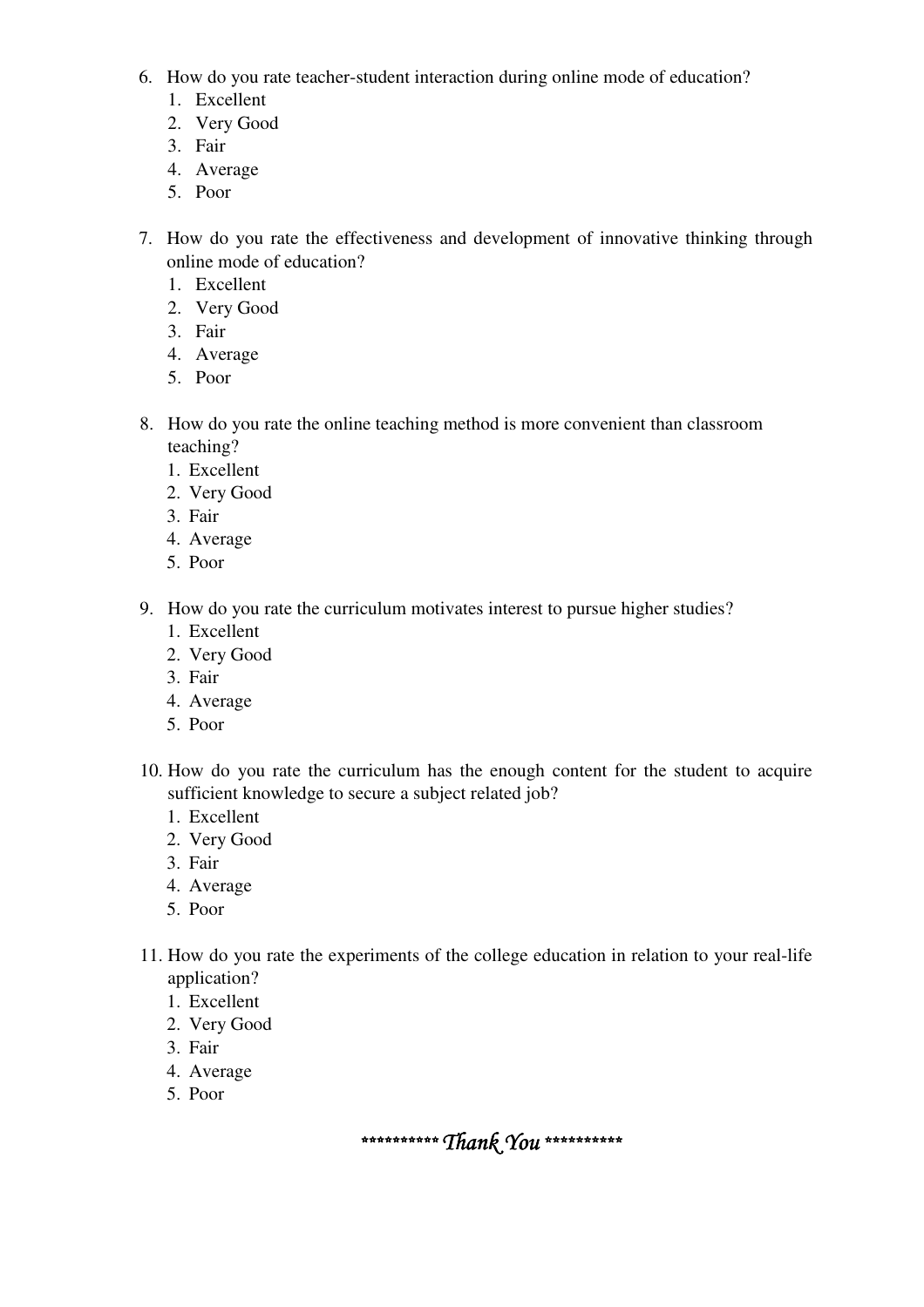6. How do you rate teacher-student interaction during online mode of education?
    1. Excellent
    2. Very Good
    3. Fair
    4. Average
    5. Poor

7. How do you rate the effectiveness and development of innovative thinking through online mode of education?
    1. Excellent
    2. Very Good
    3. Fair
    4. Average
    5. Poor

8. How do you rate the online teaching method is more convenient than classroom teaching?
    1. Excellent
    2. Very Good
    3. Fair
    4. Average
    5. Poor

9. How do you rate the curriculum motivates interest to pursue higher studies?
    1. Excellent
    2. Very Good
    3. Fair
    4. Average
    5. Poor

10. How do you rate the curriculum has the enough content for the student to acquire sufficient knowledge to secure a subject related job?
    1. Excellent
    2. Very Good
    3. Fair
    4. Average
    5. Poor

11. How do you rate the experiments of the college education in relation to your real-life application?
    1. Excellent
    2. Very Good
    3. Fair
    4. Average
    5. Poor

********** *Thank You* **********